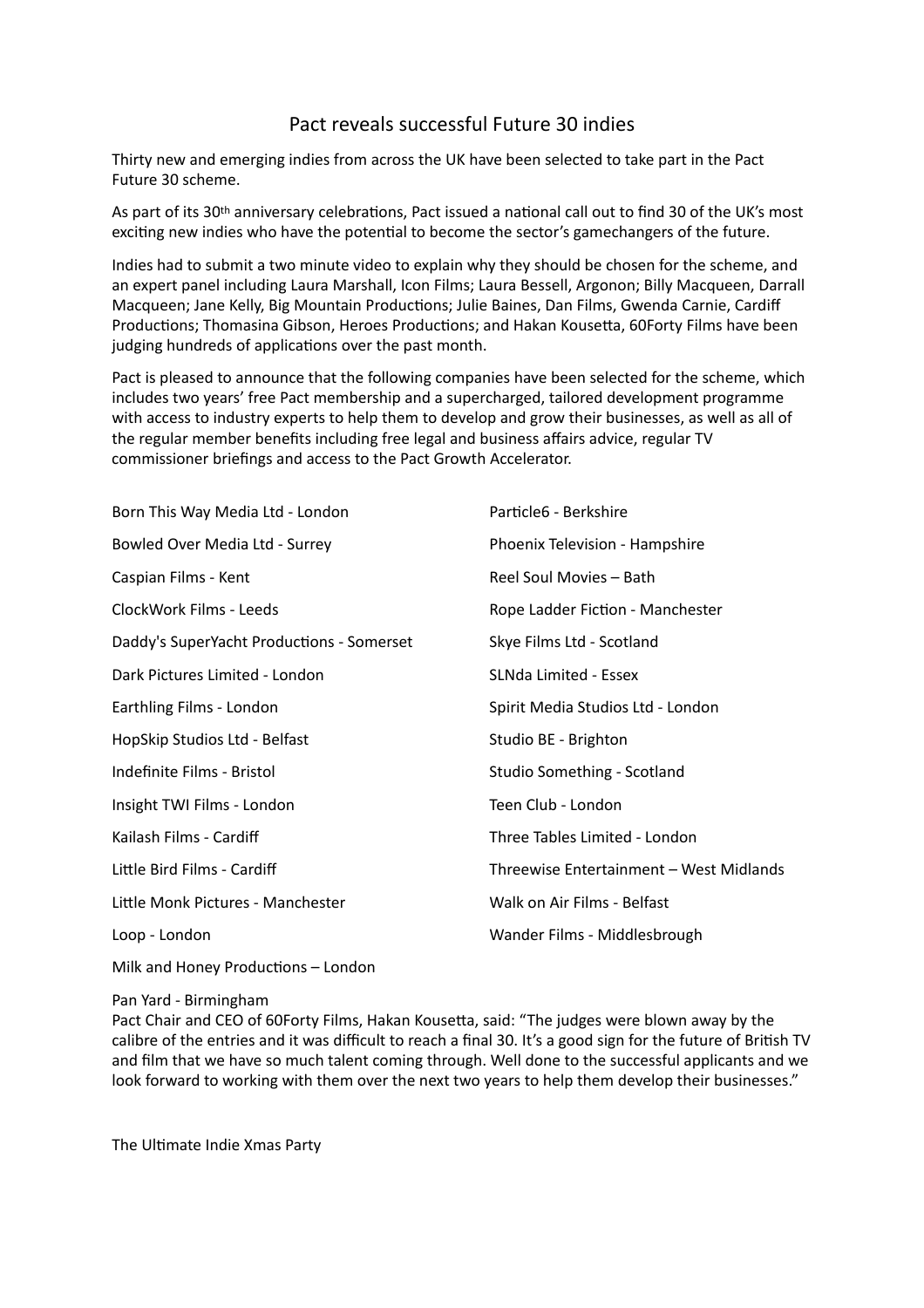# Pact reveals successful Future 30 indies

Thirty new and emerging indies from across the UK have been selected to take part in the Pact Future 30 scheme.

As part of its 30th anniversary celebrations, Pact issued a national call out to find 30 of the UK's most exciting new indies who have the potential to become the sector's gamechangers of the future.

Indies had to submit a two minute video to explain why they should be chosen for the scheme, and an expert panel including Laura Marshall, Icon Films; Laura Bessell, Argonon; Billy Macqueen, Darrall Macqueen; Jane Kelly, Big Mountain Productions; Julie Baines, Dan Films, Gwenda Carnie, Cardiff Productions; Thomasina Gibson, Heroes Productions; and Hakan Kousetta, 60Forty Films have been judging hundreds of applications over the past month.

Pact is pleased to announce that the following companies have been selected for the scheme, which includes two years' free Pact membership and a supercharged, tailored development programme with access to industry experts to help them to develop and grow their businesses, as well as all of the regular member benefits including free legal and business affairs advice, regular TV commissioner briefings and access to the Pact Growth Accelerator.

Born This Way Media Ltd - London

Bowled Over Media Ltd - Surrey

Caspian Films - Kent

ClockWork Films - Leeds

Daddy's SuperYacht Productions - Somerset

Dark Pictures Limited - London

Earthling Films - London

HopSkip Studios Ltd - Belfast

Indefinite Films - Bristol

Insight TWI Films - London

Kailash Films - Cardiff

Little Bird Films - Cardiff

Little Monk Pictures - Manchester

Loop - London

Milk and Honey Productions – London

Pan Yard - Birmingham

Particle6 - Berkshire

Phoenix Television - Hampshire

Reel Soul Movies – Bath

Rope Ladder Fiction - Manchester

Skye Films Ltd - Scotland

SLNda Limited - Essex

Spirit Media Studios Ltd - London

Studio BE - Brighton

Studio Something - Scotland

Teen Club - London

Three Tables Limited - London

Threewise Entertainment – West Midlands

Walk on Air Films - Belfast

Wander Films - Middlesbrough

Pact Chair and CEO of 60Forty Films, Hakan Kousetta, said: "The judges were blown away by the calibre of the entries and it was difficult to reach a final 30. It's a good sign for the future of British TV and film that we have so much talent coming through. Well done to the successful applicants and we look forward to working with them over the next two years to help them develop their businesses."

The Ultimate Indie Xmas Party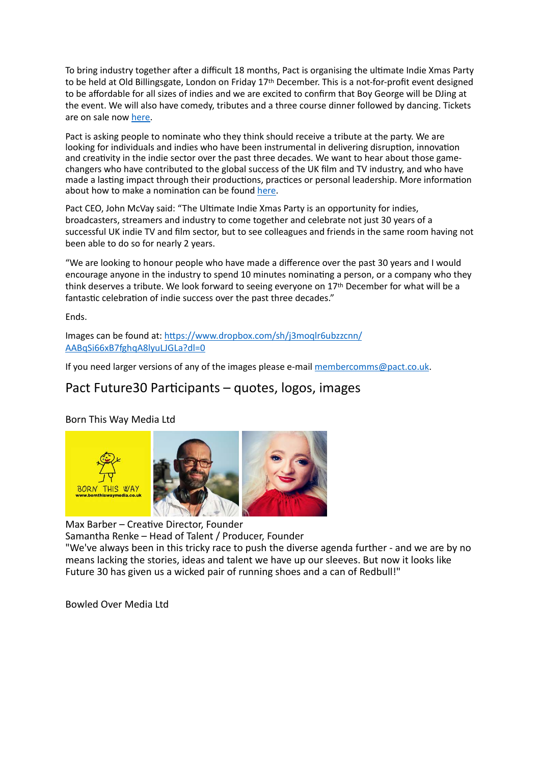To bring industry together after a difficult 18 months, Pact is organising the ultimate Indie Xmas Party to be held at Old Billingsgate, London on Friday 17th December. This is a not-for-profit event designed to be affordable for all sizes of indies and we are excited to confirm that Boy George will be DJing at the event. We will also have comedy, tributes and a three course dinner followed by dancing. Tickets are on sale now here.

Pact is asking people to nominate who they think should receive a tribute at the party. We are looking for individuals and indies who have been instrumental in delivering disruption, innovation and creativity in the indie sector over the past three decades. We want to hear about those game-changers who have contributed to the global success of the UK film and TV industry, and who have made a lasting impact through their productions, practices or personal leadership. More information about how to make a nomination can be found here.

Pact CEO, John McVay said: "The Ultimate Indie Xmas Party is an opportunity for indies, broadcasters, streamers and industry to come together and celebrate not just 30 years of a successful UK indie TV and film sector, but to see colleagues and friends in the same room having not been able to do so for nearly 2 years.

"We are looking to honour people who have made a difference over the past 30 years and I would encourage anyone in the industry to spend 10 minutes nominating a person, or a company who they think deserves a tribute. We look forward to seeing everyone on 17th December for what will be a fantastic celebration of indie success over the past three decades."

Ends.

Images can be found at: https://www.dropbox.com/sh/j3moqlr6ubzzcnn/AABqSi66xB7fghqA8lyuLJGLa?dl=0

If you need larger versions of any of the images please e-mail membercomms@pact.co.uk.

## Pact Future30 Participants – quotes, logos, images

Born This Way Media Ltd

Max Barber – Creative Director, Founder
Samantha Renke – Head of Talent / Producer, Founder
"We've always been in this tricky race to push the diverse agenda further - and we are by no means lacking the stories, ideas and talent we have up our sleeves. But now it looks like Future 30 has given us a wicked pair of running shoes and a can of Redbull!"

Bowled Over Media Ltd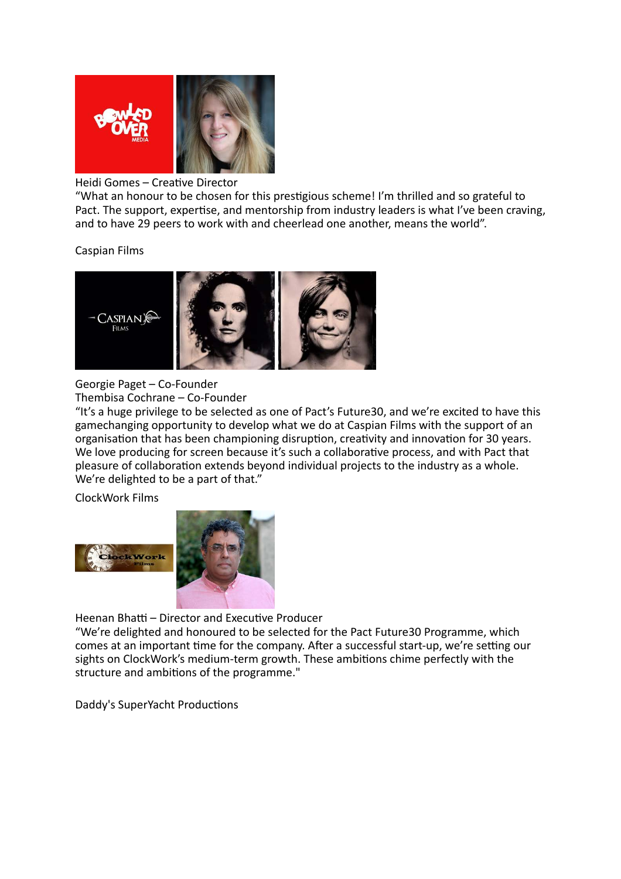Heidi Gomes – Creative Director

"What an honour to be chosen for this prestigious scheme! I'm thrilled and so grateful to Pact. The support, expertise, and mentorship from industry leaders is what I've been craving, and to have 29 peers to work with and cheerlead one another, means the world".

Caspian Films

Georgie Paget – Co-Founder
Thembisa Cochrane – Co-Founder

"It's a huge privilege to be selected as one of Pact's Future30, and we're excited to have this gamechanging opportunity to develop what we do at Caspian Films with the support of an organisation that has been championing disruption, creativity and innovation for 30 years. We love producing for screen because it's such a collaborative process, and with Pact that pleasure of collaboration extends beyond individual projects to the industry as a whole. We're delighted to be a part of that."

ClockWork Films

Heenan Bhatti – Director and Executive Producer

"We're delighted and honoured to be selected for the Pact Future30 Programme, which comes at an important time for the company. After a successful start-up, we're setting our sights on ClockWork's medium-term growth. These ambitions chime perfectly with the structure and ambitions of the programme."

Daddy's SuperYacht Productions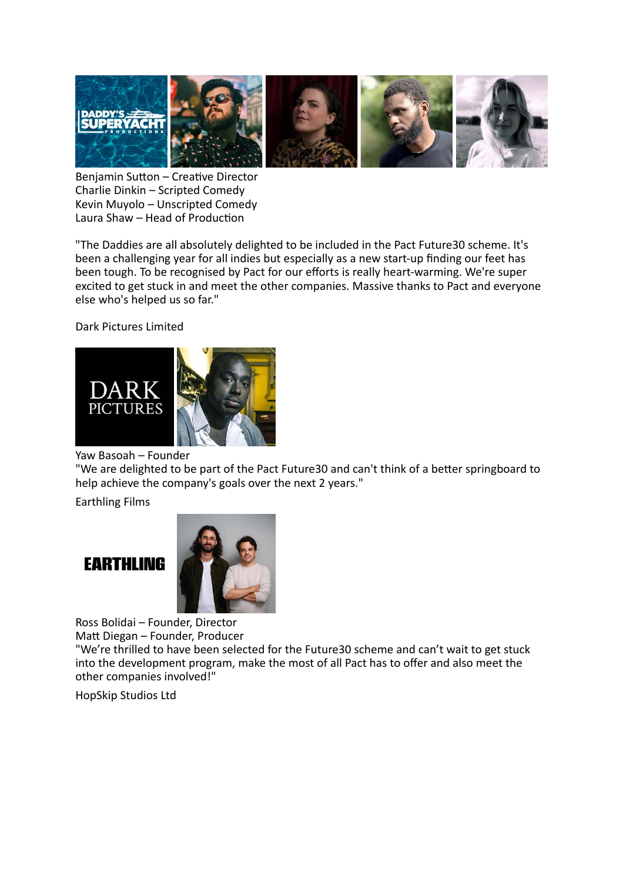Benjamin Sutton – Creative Director
Charlie Dinkin – Scripted Comedy
Kevin Muyolo – Unscripted Comedy
Laura Shaw – Head of Production

"The Daddies are all absolutely delighted to be included in the Pact Future30 scheme. It's been a challenging year for all indies but especially as a new start-up finding our feet has been tough. To be recognised by Pact for our efforts is really heart-warming. We're super excited to get stuck in and meet the other companies. Massive thanks to Pact and everyone else who's helped us so far."

Dark Pictures Limited

Yaw Basoah – Founder
"We are delighted to be part of the Pact Future30 and can't think of a better springboard to help achieve the company's goals over the next 2 years."

Earthling Films

Ross Bolidai – Founder, Director
Matt Diegan – Founder, Producer
"We're thrilled to have been selected for the Future30 scheme and can't wait to get stuck into the development program, make the most of all Pact has to offer and also meet the other companies involved!"

HopSkip Studios Ltd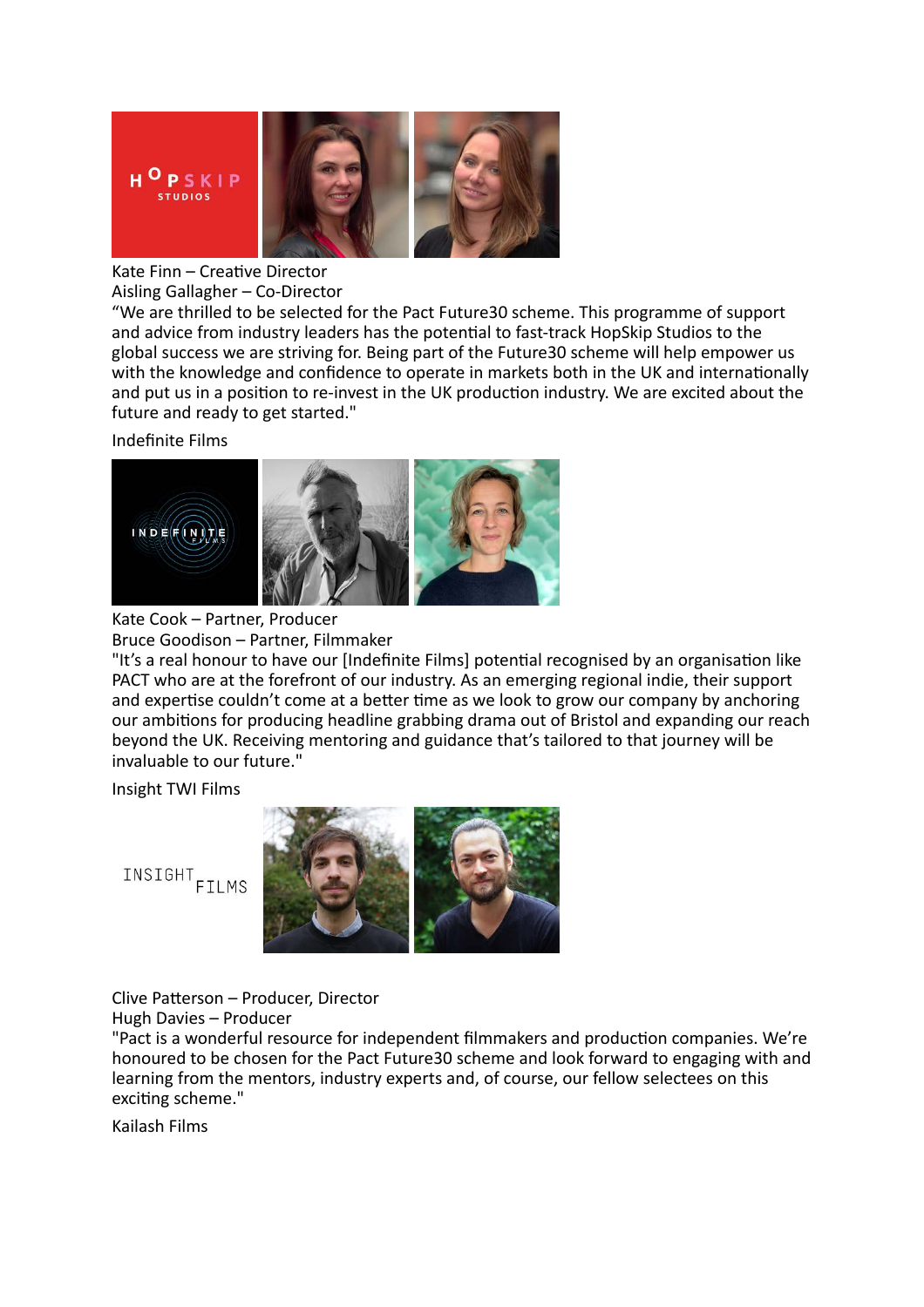Kate Finn – Creative Director
Aisling Gallagher – Co-Director
"We are thrilled to be selected for the Pact Future30 scheme. This programme of support and advice from industry leaders has the potential to fast-track HopSkip Studios to the global success we are striving for. Being part of the Future30 scheme will help empower us with the knowledge and confidence to operate in markets both in the UK and internationally and put us in a position to re-invest in the UK production industry. We are excited about the future and ready to get started."

Indefinite Films

Kate Cook – Partner, Producer
Bruce Goodison – Partner, Filmmaker
"It's a real honour to have our [Indefinite Films] potential recognised by an organisation like PACT who are at the forefront of our industry. As an emerging regional indie, their support and expertise couldn't come at a better time as we look to grow our company by anchoring our ambitions for producing headline grabbing drama out of Bristol and expanding our reach beyond the UK. Receiving mentoring and guidance that's tailored to that journey will be invaluable to our future."

Insight TWI Films

Clive Patterson – Producer, Director
Hugh Davies – Producer
"Pact is a wonderful resource for independent filmmakers and production companies. We're honoured to be chosen for the Pact Future30 scheme and look forward to engaging with and learning from the mentors, industry experts and, of course, our fellow selectees on this exciting scheme."

Kailash Films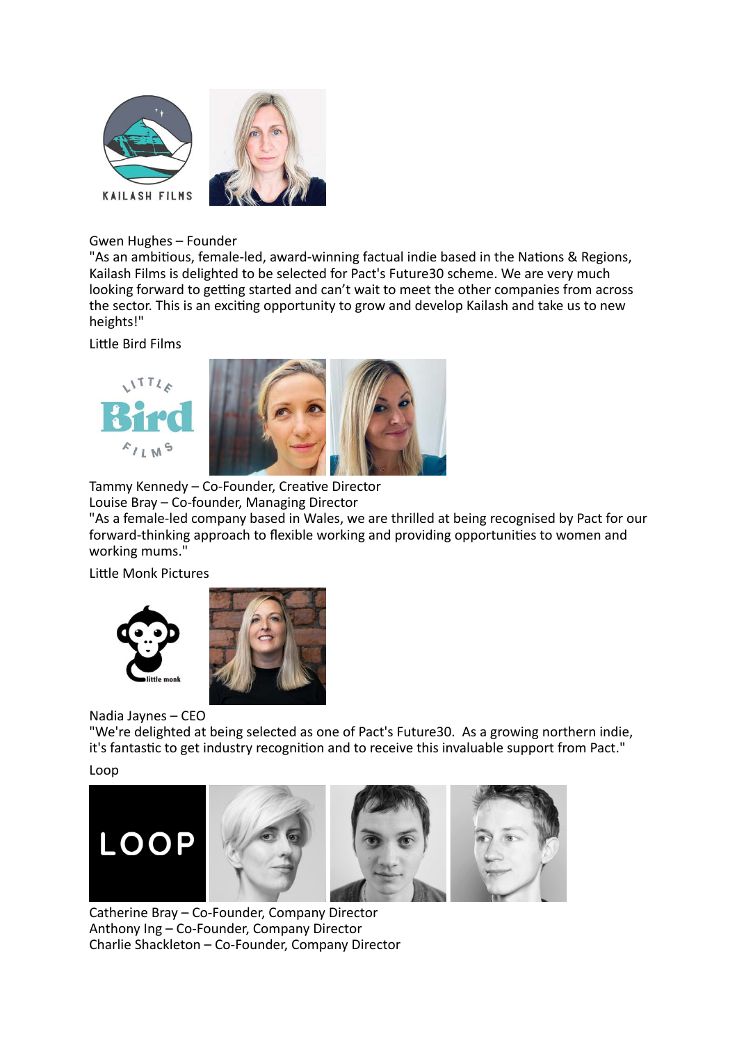Gwen Hughes – Founder

"As an ambitious, female-led, award-winning factual indie based in the Nations & Regions, Kailash Films is delighted to be selected for Pact's Future30 scheme. We are very much looking forward to getting started and can't wait to meet the other companies from across the sector. This is an exciting opportunity to grow and develop Kailash and take us to new heights!"

Little Bird Films

Tammy Kennedy – Co-Founder, Creative Director
Louise Bray – Co-founder, Managing Director

"As a female-led company based in Wales, we are thrilled at being recognised by Pact for our forward-thinking approach to flexible working and providing opportunities to women and working mums."

Little Monk Pictures

Nadia Jaynes – CEO

"We're delighted at being selected as one of Pact's Future30. As a growing northern indie, it's fantastic to get industry recognition and to receive this invaluable support from Pact."

Loop

Catherine Bray – Co-Founder, Company Director
Anthony Ing – Co-Founder, Company Director
Charlie Shackleton – Co-Founder, Company Director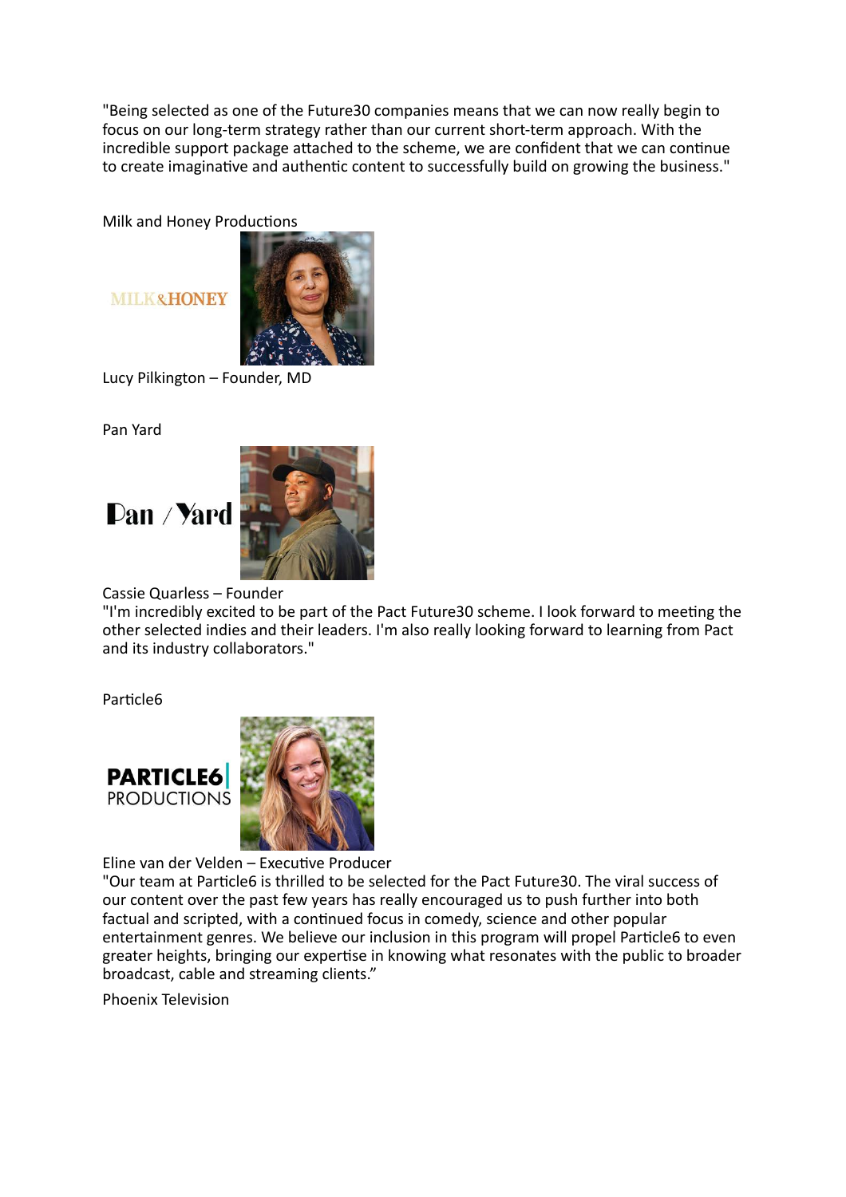"Being selected as one of the Future30 companies means that we can now really begin to focus on our long-term strategy rather than our current short-term approach. With the incredible support package attached to the scheme, we are confident that we can continue to create imaginative and authentic content to successfully build on growing the business."

Milk and Honey Productions

Lucy Pilkington – Founder, MD

Pan Yard

Cassie Quarless – Founder

"I'm incredibly excited to be part of the Pact Future30 scheme. I look forward to meeting the other selected indies and their leaders. I'm also really looking forward to learning from Pact and its industry collaborators."

Particle6

Eline van der Velden – Executive Producer

"Our team at Particle6 is thrilled to be selected for the Pact Future30. The viral success of our content over the past few years has really encouraged us to push further into both factual and scripted, with a continued focus in comedy, science and other popular entertainment genres. We believe our inclusion in this program will propel Particle6 to even greater heights, bringing our expertise in knowing what resonates with the public to broader broadcast, cable and streaming clients."

Phoenix Television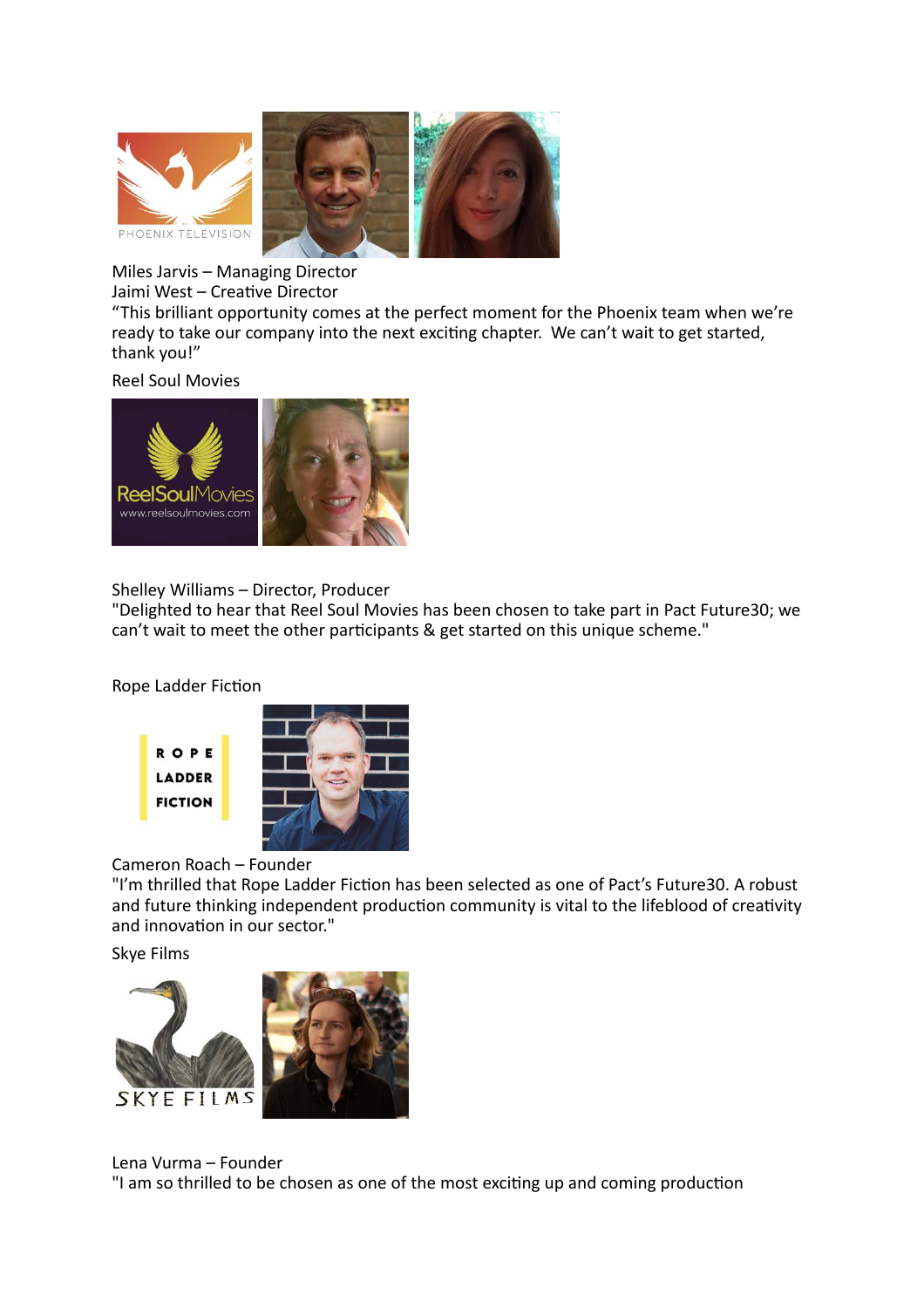Miles Jarvis – Managing Director
Jaimi West – Creative Director
"This brilliant opportunity comes at the perfect moment for the Phoenix team when we're ready to take our company into the next exciting chapter. We can't wait to get started, thank you!"

Reel Soul Movies

Shelley Williams – Director, Producer
"Delighted to hear that Reel Soul Movies has been chosen to take part in Pact Future30; we can't wait to meet the other participants & get started on this unique scheme."

Rope Ladder Fiction

Cameron Roach – Founder
"I'm thrilled that Rope Ladder Fiction has been selected as one of Pact's Future30. A robust and future thinking independent production community is vital to the lifeblood of creativity and innovation in our sector."

Skye Films

Lena Vurma – Founder
"I am so thrilled to be chosen as one of the most exciting up and coming production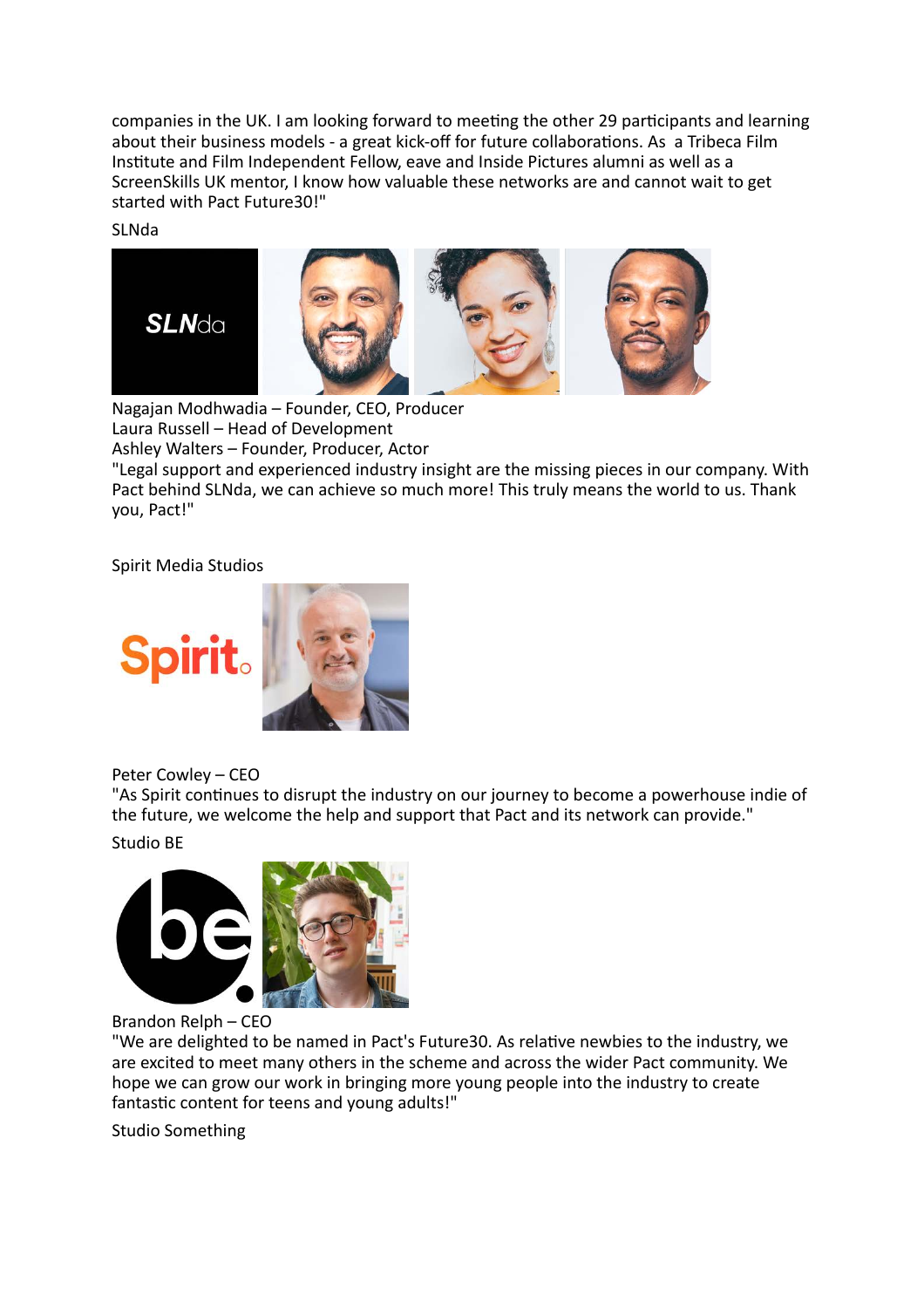companies in the UK. I am looking forward to meeting the other 29 participants and learning about their business models - a great kick-off for future collaborations. As a Tribeca Film Institute and Film Independent Fellow, eave and Inside Pictures alumni as well as a ScreenSkills UK mentor, I know how valuable these networks are and cannot wait to get started with Pact Future30!"

SLNda

Nagajan Modhwadia – Founder, CEO, Producer
Laura Russell – Head of Development
Ashley Walters – Founder, Producer, Actor
"Legal support and experienced industry insight are the missing pieces in our company. With Pact behind SLNda, we can achieve so much more! This truly means the world to us. Thank you, Pact!"

Spirit Media Studios

Peter Cowley – CEO
"As Spirit continues to disrupt the industry on our journey to become a powerhouse indie of the future, we welcome the help and support that Pact and its network can provide."

Studio BE

Brandon Relph – CEO
"We are delighted to be named in Pact's Future30. As relative newbies to the industry, we are excited to meet many others in the scheme and across the wider Pact community. We hope we can grow our work in bringing more young people into the industry to create fantastic content for teens and young adults!"

Studio Something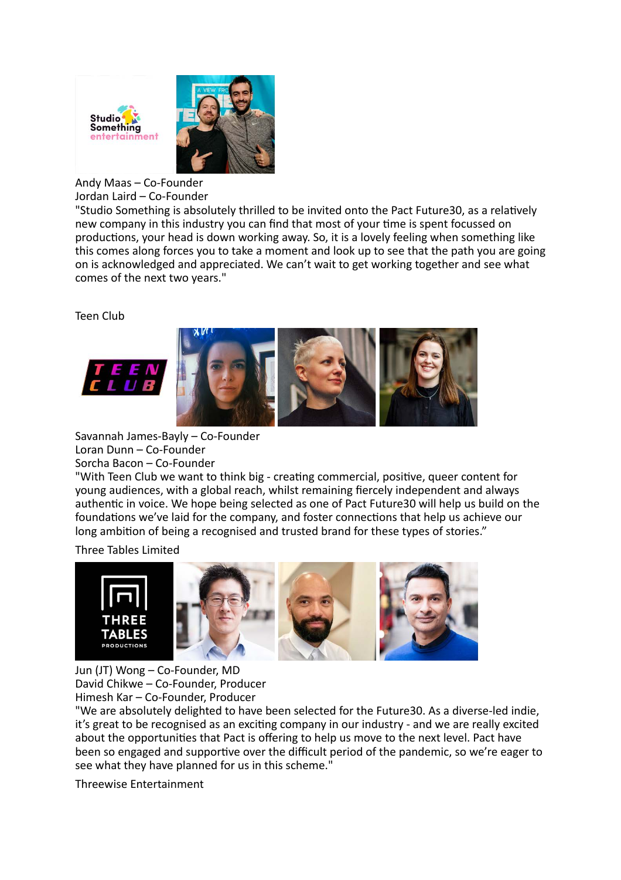Andy Maas – Co-Founder
Jordan Laird – Co-Founder

"Studio Something is absolutely thrilled to be invited onto the Pact Future30, as a relatively new company in this industry you can find that most of your time is spent focussed on productions, your head is down working away. So, it is a lovely feeling when something like this comes along forces you to take a moment and look up to see that the path you are going on is acknowledged and appreciated. We can't wait to get working together and see what comes of the next two years."

Teen Club

Savannah James-Bayly – Co-Founder
Loran Dunn – Co-Founder
Sorcha Bacon – Co-Founder

"With Teen Club we want to think big - creating commercial, positive, queer content for young audiences, with a global reach, whilst remaining fiercely independent and always authentic in voice. We hope being selected as one of Pact Future30 will help us build on the foundations we've laid for the company, and foster connections that help us achieve our long ambition of being a recognised and trusted brand for these types of stories."

Three Tables Limited

Jun (JT) Wong – Co-Founder, MD
David Chikwe – Co-Founder, Producer
Himesh Kar – Co-Founder, Producer

"We are absolutely delighted to have been selected for the Future30. As a diverse-led indie, it's great to be recognised as an exciting company in our industry - and we are really excited about the opportunities that Pact is offering to help us move to the next level. Pact have been so engaged and supportive over the difficult period of the pandemic, so we're eager to see what they have planned for us in this scheme."

Threewise Entertainment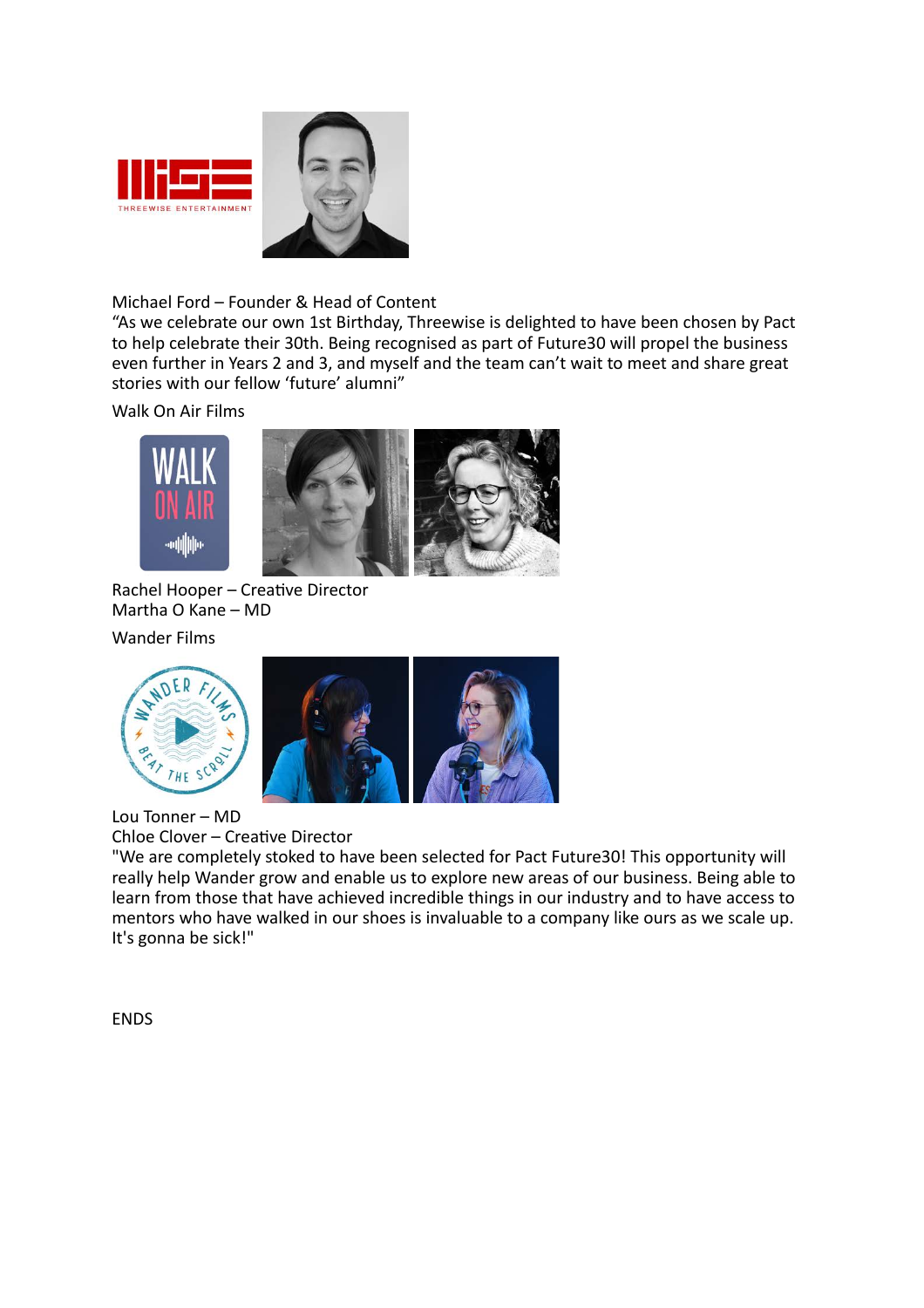Michael Ford – Founder & Head of Content
"As we celebrate our own 1st Birthday, Threewise is delighted to have been chosen by Pact to help celebrate their 30th. Being recognised as part of Future30 will propel the business even further in Years 2 and 3, and myself and the team can't wait to meet and share great stories with our fellow 'future' alumni"

Walk On Air Films

Rachel Hooper – Creative Director
Martha O Kane – MD

Wander Films

Lou Tonner – MD
Chloe Clover – Creative Director
"We are completely stoked to have been selected for Pact Future30! This opportunity will really help Wander grow and enable us to explore new areas of our business. Being able to learn from those that have achieved incredible things in our industry and to have access to mentors who have walked in our shoes is invaluable to a company like ours as we scale up. It's gonna be sick!"

ENDS